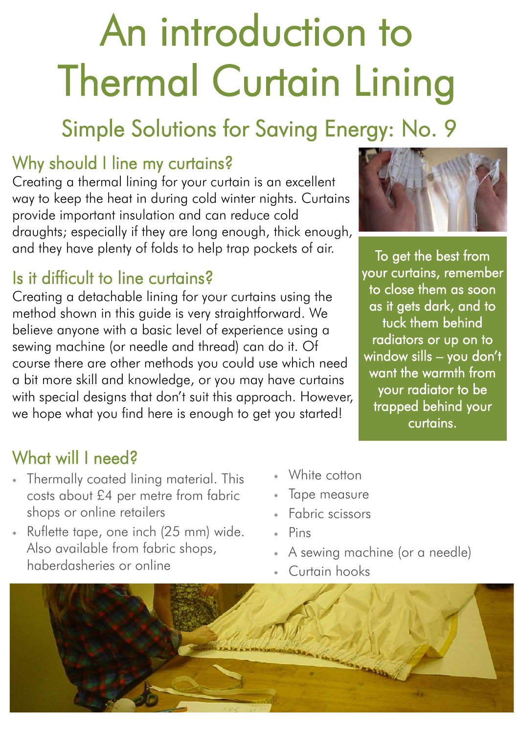# An introduction to Thermal Curtain Lining

## Simple Solutions for Saving Energy: No. 9

### Why should I line my curtains?

Creating a thermal lining for your curtain is an excellent way to keep the heat in during cold winter nights. Curtains provide important insulation and can reduce cold draughts; especially if they are long enough, thick enough, and they have plenty of folds to help trap pockets of air.

To get the best from your curtains, remember to close them as soon as it gets dark, and to tuck them behind radiators or up on to window sills – you don't want the warmth from your radiator to be trapped behind your curtains.

### Is it difficult to line curtains?

Creating a detachable lining for your curtains using the method shown in this guide is very straightforward. We believe anyone with a basic level of experience using a sewing machine (or needle and thread) can do it. Of course there are other methods you could use which need a bit more skill and knowledge, or you may have curtains with special designs that don't suit this approach. However, we hope what you find here is enough to get you started!

### What will I need?

- Thermally coated lining material. This costs about £4 per metre from fabric shops or online retailers
- Ruflette tape, one inch (25 mm) wide. Also available from fabric shops, haberdasheries or online
- White cotton
- Tape measure
- Fabric scissors
- Pins
- A sewing machine (or a needle)
- Curtain hooks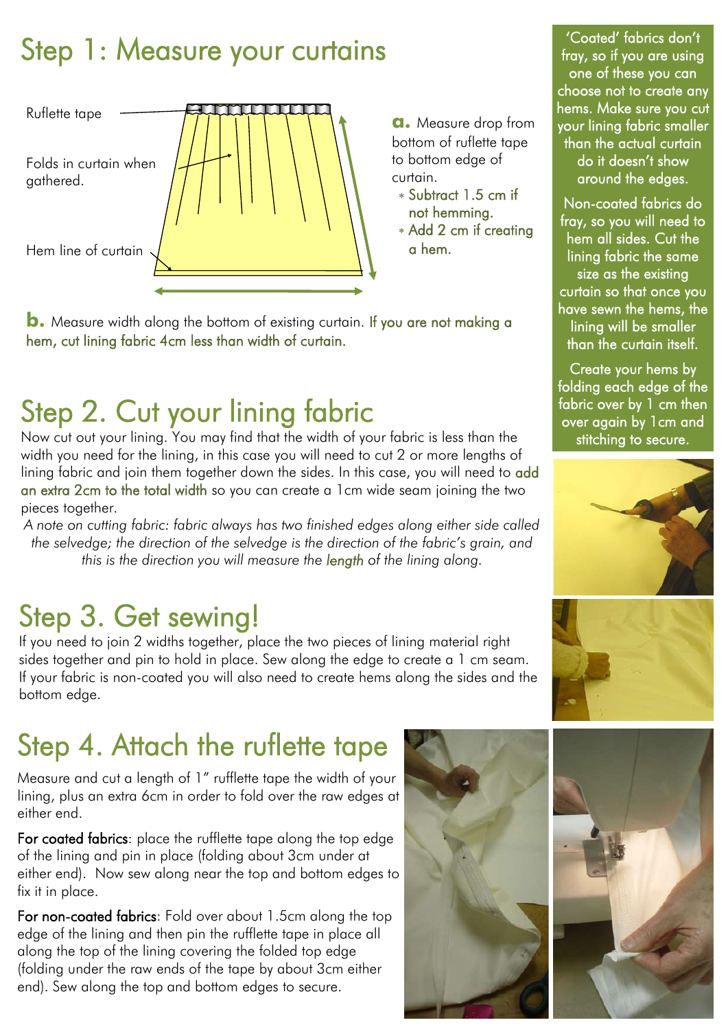# Step 1: Measure your curtains

Ruflette tape

Folds in curtain when gathered.

Hem line of curtain

**a.** Measure drop from bottom of ruflette tape to bottom edge of curtain.

- Subtract 1.5 cm if not hemming.
- Add 2 cm if creating a hem.

**b.** Measure width along the bottom of existing curtain. If you are not making a hem, cut lining fabric 4cm less than width of curtain.

# Step 2. Cut your lining fabric

Now cut out your lining. You may find that the width of your fabric is less than the width you need for the lining, in this case you will need to cut 2 or more lengths of lining fabric and join them together down the sides. In this case, you will need to add an extra 2cm to the total width so you can create a 1cm wide seam joining the two pieces together.

*A note on cutting fabric: fabric always has two finished edges along either side called the selvedge; the direction of the selvedge is the direction of the fabric's grain, and this is the direction you will measure the length of the lining along.*

# Step 3. Get sewing!

If you need to join 2 widths together, place the two pieces of lining material right sides together and pin to hold in place. Sew along the edge to create a 1 cm seam. If your fabric is non-coated you will also need to create hems along the sides and the bottom edge.

# Step 4. Attach the ruflette tape

Measure and cut a length of 1" rufflette tape the width of your lining, plus an extra 6cm in order to fold over the raw edges at either end.

**For coated fabrics**: place the rufflette tape along the top edge of the lining and pin in place (folding about 3cm under at either end). Now sew along near the top and bottom edges to fix it in place.

**For non-coated fabrics**: Fold over about 1.5cm along the top edge of the lining and then pin the rufflette tape in place all along the top of the lining covering the folded top edge (folding under the raw ends of the tape by about 3cm either end). Sew along the top and bottom edges to secure.

'Coated' fabrics don't fray, so if you are using one of these you can choose not to create any hems. Make sure you cut your lining fabric smaller than the actual curtain so it doesn't show around the edges.

Non-coated fabrics do fray, so you will need to hem all sides. Cut the lining fabric the same size as the existing curtain so that once you have sewn the hems, the lining will be smaller than the curtain itself.

Create your hems by folding each edge of the fabric over by 1 cm then over again by 1cm and stitching to secure.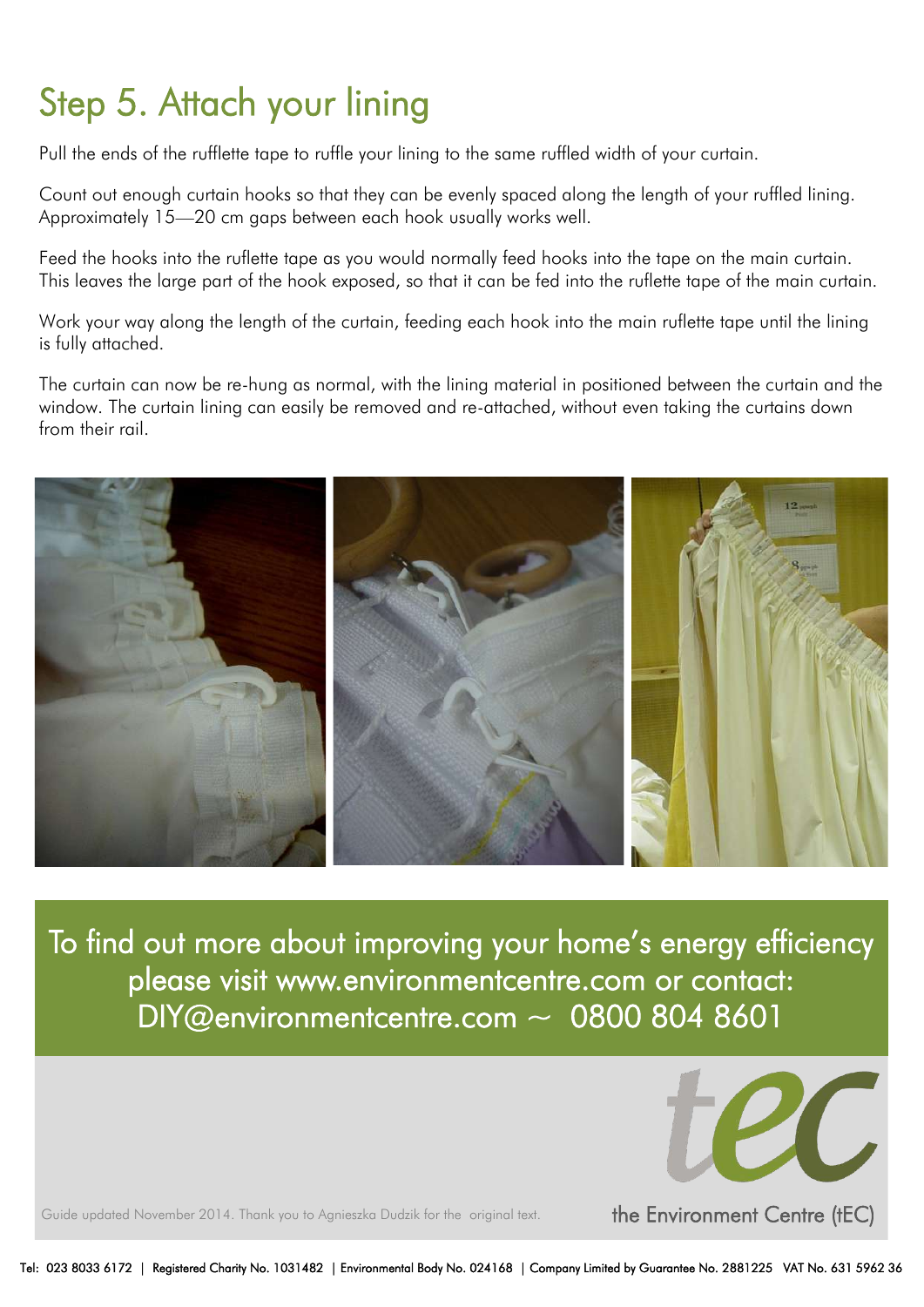# Step 5. Attach your lining

Pull the ends of the rufflette tape to ruffle your lining to the same ruffled width of your curtain.

Count out enough curtain hooks so that they can be evenly spaced along the length of your ruffled lining. Approximately 15—20 cm gaps between each hook usually works well.

Feed the hooks into the ruflette tape as you would normally feed hooks into the tape on the main curtain. This leaves the large part of the hook exposed, so that it can be fed into the ruflette tape of the main curtain.

Work your way along the length of the curtain, feeding each hook into the main ruflette tape until the lining is fully attached.

The curtain can now be re-hung as normal, with the lining material in positioned between the curtain and the window. The curtain lining can easily be removed and re-attached, without even taking the curtains down from their rail.

To find out more about improving your home's energy efficiency please visit www.environmentcentre.com or contact: DIY@environmentcentre.com ~ 0800 804 8601

Guide updated November 2014. Thank you to Agnieszka Dudzik for the original text.

the Environment Centre (tEC)

Tel: 023 8033 6172 | Registered Charity No. 1031482 | Environmental Body No. 024168 | Company Limited by Guarantee No. 2881225 VAT No. 631 5962 36